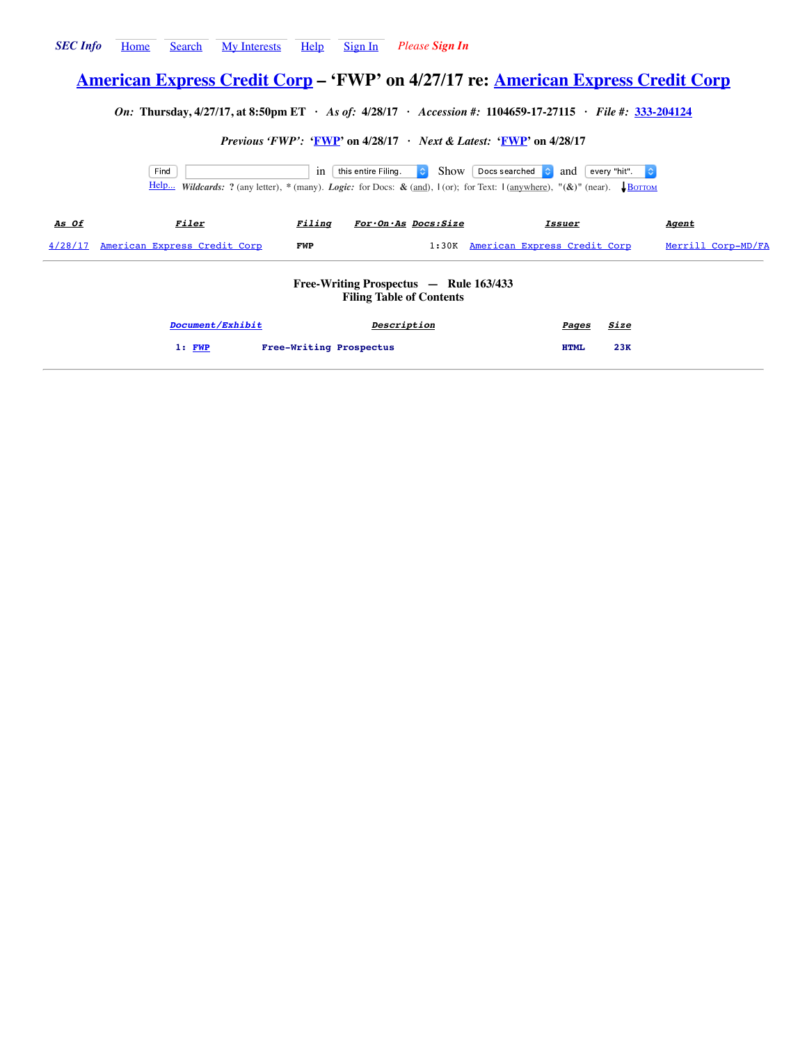SEC Info · Home · Search · My Interests · Help · Sign In · Please Sign In

# American Express Credit Corp – 'FWP' on 4/27/17 re: American Express Credit Corp

*On:* **Thursday, 4/27/17, at 8:50pm ET** · *As of:* **4/28/17** · *Accession #:* **1104659-17-27115** · *File #:* **333-204124**

*Previous 'FWP':* **'FWP' on 4/28/17** · *Next & Latest:* **'FWP' on 4/28/17**

Find [ ] in [this entire Filing.] Show [Docs searched] and [every "hit".]
Help... *Wildcards:* **?** (any letter), **\*** (many). *Logic:* for Docs: **&** (and), **|** (or); for Text: **|** (anywhere), **"(&)"** (near). ↓Bottom

| As Of | Filer | Filing | For·On·As | Docs:Size | Issuer | Agent |
|---|---|---|---|---|---|---|
| 4/28/17 | American Express Credit Corp | FWP | | 1:30K | American Express Credit Corp | Merrill Corp-MD/FA |

**Free-Writing Prospectus — Rule 163/433**
**Filing Table of Contents**

| Document/Exhibit | Description | Pages | Size |
|---|---|---|---|
| 1: FWP | Free-Writing Prospectus | HTML | 23K |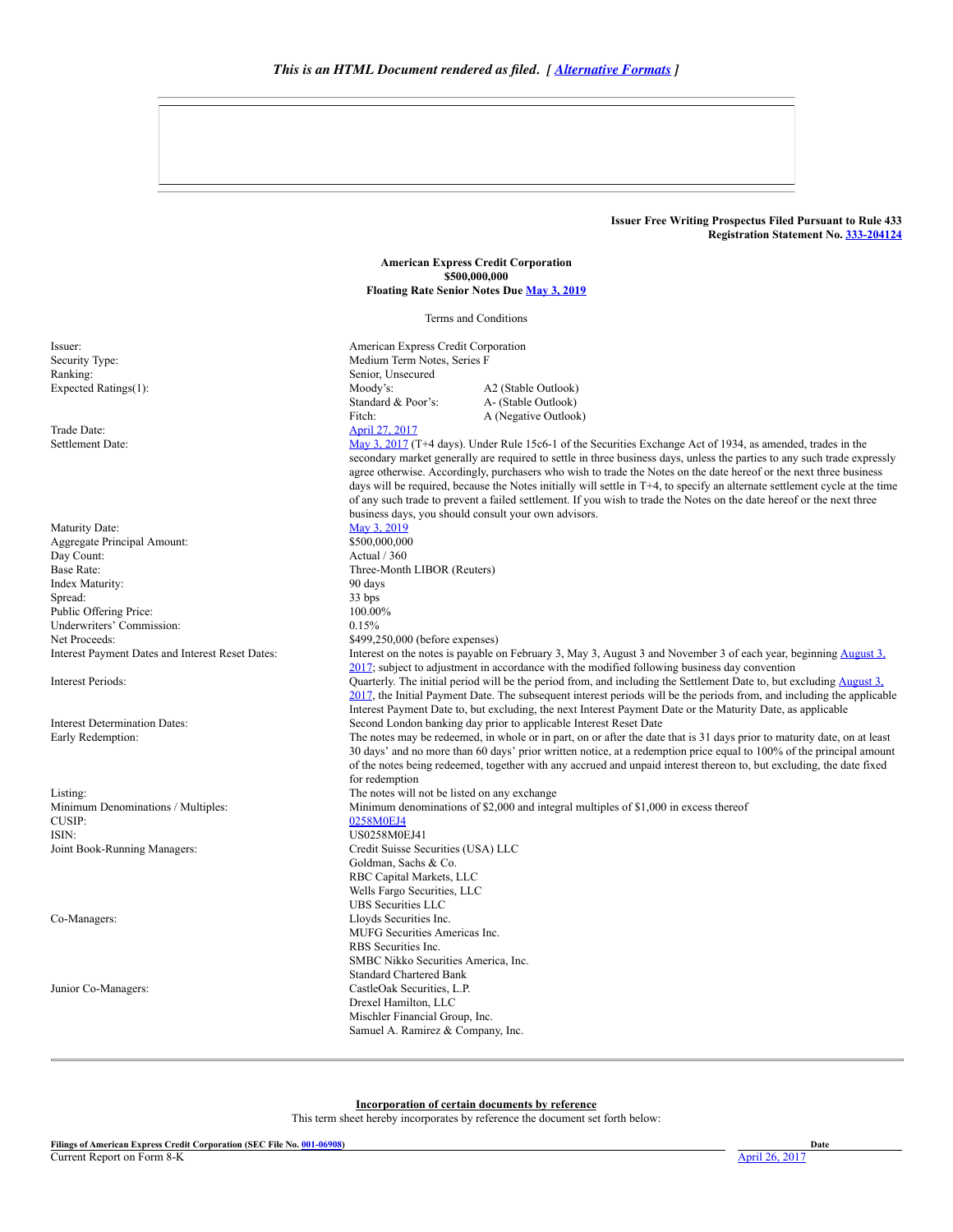*This is an HTML Document rendered as filed. [ Alternative Formats ]*

**Issuer Free Writing Prospectus Filed Pursuant to Rule 433**
**Registration Statement No. 333-204124**

**American Express Credit Corporation**
**$500,000,000**
**Floating Rate Senior Notes Due May 3, 2019**

Terms and Conditions

| | | |
|---|---|---|
| Issuer: | American Express Credit Corporation | |
| Security Type: | Medium Term Notes, Series F | |
| Ranking: | Senior, Unsecured | |
| Expected Ratings(1): | Moody's: | A2 (Stable Outlook) |
| | Standard & Poor's: | A- (Stable Outlook) |
| | Fitch: | A (Negative Outlook) |
| Trade Date: | April 27, 2017 | |
| Settlement Date: | May 3, 2017 (T+4 days). Under Rule 15c6-1 of the Securities Exchange Act of 1934, as amended, trades in the secondary market generally are required to settle in three business days, unless the parties to any such trade expressly agree otherwise. Accordingly, purchasers who wish to trade the Notes on the date hereof or the next three business days will be required, because the Notes initially will settle in T+4, to specify an alternate settlement cycle at the time of any such trade to prevent a failed settlement. If you wish to trade the Notes on the date hereof or the next three business days, you should consult your own advisors. | |
| Maturity Date: | May 3, 2019 | |
| Aggregate Principal Amount: | $500,000,000 | |
| Day Count: | Actual / 360 | |
| Base Rate: | Three-Month LIBOR (Reuters) | |
| Index Maturity: | 90 days | |
| Spread: | 33 bps | |
| Public Offering Price: | 100.00% | |
| Underwriters' Commission: | 0.15% | |
| Net Proceeds: | $499,250,000 (before expenses) | |
| Interest Payment Dates and Interest Reset Dates: | Interest on the notes is payable on February 3, May 3, August 3 and November 3 of each year, beginning August 3, 2017; subject to adjustment in accordance with the modified following business day convention | |
| Interest Periods: | Quarterly. The initial period will be the period from, and including the Settlement Date to, but excluding August 3, 2017, the Initial Payment Date. The subsequent interest periods will be the periods from, and including the applicable Interest Payment Date to, but excluding, the next Interest Payment Date or the Maturity Date, as applicable | |
| Interest Determination Dates: | Second London banking day prior to applicable Interest Reset Date | |
| Early Redemption: | The notes may be redeemed, in whole or in part, on or after the date that is 31 days prior to maturity date, on at least 30 days' and no more than 60 days' prior written notice, at a redemption price equal to 100% of the principal amount of the notes being redeemed, together with any accrued and unpaid interest thereon to, but excluding, the date fixed for redemption | |
| Listing: | The notes will not be listed on any exchange | |
| Minimum Denominations / Multiples: | Minimum denominations of $2,000 and integral multiples of $1,000 in excess thereof | |
| CUSIP: | 0258M0EJ4 | |
| ISIN: | US0258M0EJ41 | |
| Joint Book-Running Managers: | Credit Suisse Securities (USA) LLC<br>Goldman, Sachs & Co.<br>RBC Capital Markets, LLC<br>Wells Fargo Securities, LLC<br>UBS Securities LLC | |
| Co-Managers: | Lloyds Securities Inc.<br>MUFG Securities Americas Inc.<br>RBS Securities Inc.<br>SMBC Nikko Securities America, Inc.<br>Standard Chartered Bank | |
| Junior Co-Managers: | CastleOak Securities, L.P.<br>Drexel Hamilton, LLC<br>Mischler Financial Group, Inc.<br>Samuel A. Ramirez & Company, Inc. | |

**Incorporation of certain documents by reference**

This term sheet hereby incorporates by reference the document set forth below:

| **Filings of American Express Credit Corporation (SEC File No. 001-06908)** | **Date** |
|---|---|
| Current Report on Form 8-K | April 26, 2017 |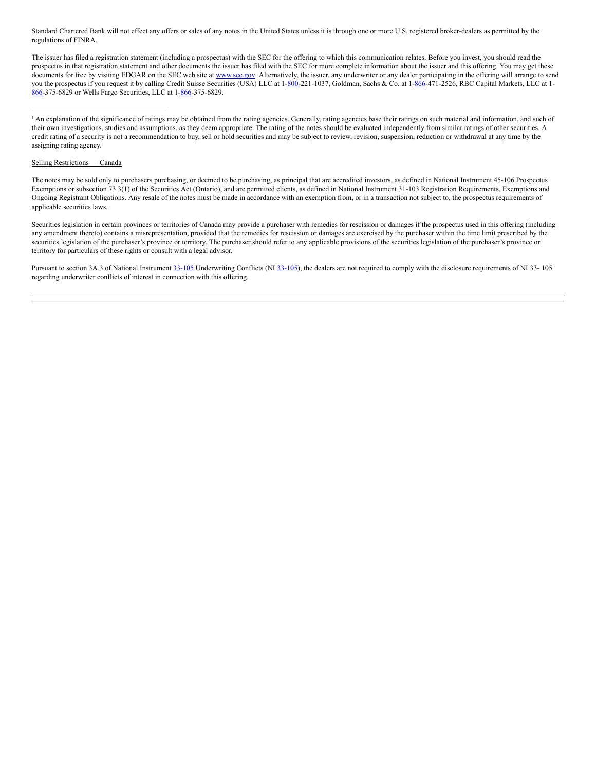Standard Chartered Bank will not effect any offers or sales of any notes in the United States unless it is through one or more U.S. registered broker-dealers as permitted by the regulations of FINRA.

The issuer has filed a registration statement (including a prospectus) with the SEC for the offering to which this communication relates. Before you invest, you should read the prospectus in that registration statement and other documents the issuer has filed with the SEC for more complete information about the issuer and this offering. You may get these documents for free by visiting EDGAR on the SEC web site at www.sec.gov. Alternatively, the issuer, any underwriter or any dealer participating in the offering will arrange to send you the prospectus if you request it by calling Credit Suisse Securities (USA) LLC at 1-800-221-1037, Goldman, Sachs & Co. at 1-866-471-2526, RBC Capital Markets, LLC at 1-866-375-6829 or Wells Fargo Securities, LLC at 1-866-375-6829.

---

[1] An explanation of the significance of ratings may be obtained from the rating agencies. Generally, rating agencies base their ratings on such material and information, and such of their own investigations, studies and assumptions, as they deem appropriate. The rating of the notes should be evaluated independently from similar ratings of other securities. A credit rating of a security is not a recommendation to buy, sell or hold securities and may be subject to review, revision, suspension, reduction or withdrawal at any time by the assigning rating agency.

Selling Restrictions — Canada

The notes may be sold only to purchasers purchasing, or deemed to be purchasing, as principal that are accredited investors, as defined in National Instrument 45-106 Prospectus Exemptions or subsection 73.3(1) of the Securities Act (Ontario), and are permitted clients, as defined in National Instrument 31-103 Registration Requirements, Exemptions and Ongoing Registrant Obligations. Any resale of the notes must be made in accordance with an exemption from, or in a transaction not subject to, the prospectus requirements of applicable securities laws.

Securities legislation in certain provinces or territories of Canada may provide a purchaser with remedies for rescission or damages if the prospectus used in this offering (including any amendment thereto) contains a misrepresentation, provided that the remedies for rescission or damages are exercised by the purchaser within the time limit prescribed by the securities legislation of the purchaser's province or territory. The purchaser should refer to any applicable provisions of the securities legislation of the purchaser's province or territory for particulars of these rights or consult with a legal advisor.

Pursuant to section 3A.3 of National Instrument 33-105 Underwriting Conflicts (NI 33-105), the dealers are not required to comply with the disclosure requirements of NI 33- 105 regarding underwriter conflicts of interest in connection with this offering.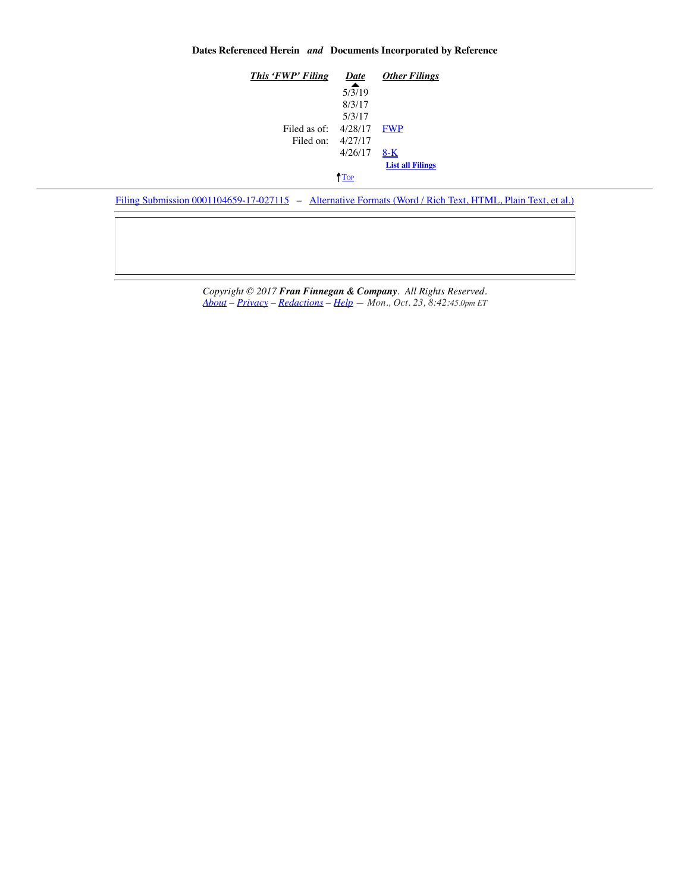**Dates Referenced Herein** ***and*** **Documents Incorporated by Reference**

| ***This 'FWP' Filing*** | ***Date*** | ***Other Filings*** |
|---|---|---|
| | 5/3/19 | |
| | 8/3/17 | |
| | 5/3/17 | |
| Filed as of: | 4/28/17 | FWP |
| Filed on: | 4/27/17 | |
| | 4/26/17 | 8-K |
| | | **List all Filings** |

↑Top

Filing Submission 0001104659-17-027115 – Alternative Formats (Word / Rich Text, HTML, Plain Text, et al.)

*Copyright © 2017* ***Fran Finnegan & Company****. All Rights Reserved.*
*About – Privacy – Redactions – Help — Mon., Oct. 23, 8:42:45.0pm ET*